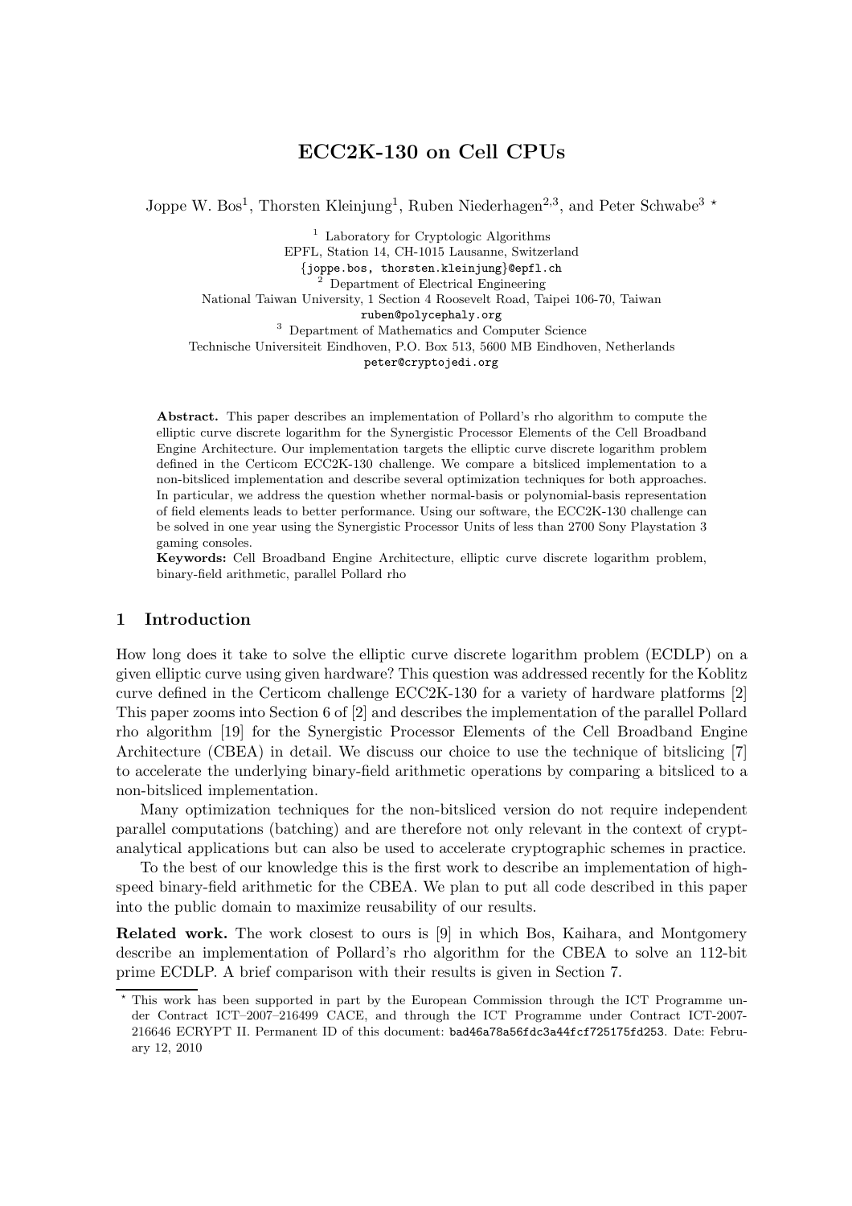# ECC2K-130 on Cell CPUs

Joppe W. Bos[1], Thorsten Kleinjung[1], Ruben Niederhagen[2,3], and Peter Schwabe[3] ⋆

[1] Laboratory for Cryptologic Algorithms
EPFL, Station 14, CH-1015 Lausanne, Switzerland
{joppe.bos, thorsten.kleinjung}@epfl.ch

[2] Department of Electrical Engineering
National Taiwan University, 1 Section 4 Roosevelt Road, Taipei 106-70, Taiwan
ruben@polycephaly.org

[3] Department of Mathematics and Computer Science
Technische Universiteit Eindhoven, P.O. Box 513, 5600 MB Eindhoven, Netherlands
peter@cryptojedi.org

**Abstract.** This paper describes an implementation of Pollard's rho algorithm to compute the elliptic curve discrete logarithm for the Synergistic Processor Elements of the Cell Broadband Engine Architecture. Our implementation targets the elliptic curve discrete logarithm problem defined in the Certicom ECC2K-130 challenge. We compare a bitsliced implementation to a non-bitsliced implementation and describe several optimization techniques for both approaches. In particular, we address the question whether normal-basis or polynomial-basis representation of field elements leads to better performance. Using our software, the ECC2K-130 challenge can be solved in one year using the Synergistic Processor Units of less than 2700 Sony Playstation 3 gaming consoles.

**Keywords:** Cell Broadband Engine Architecture, elliptic curve discrete logarithm problem, binary-field arithmetic, parallel Pollard rho

## 1 Introduction

How long does it take to solve the elliptic curve discrete logarithm problem (ECDLP) on a given elliptic curve using given hardware? This question was addressed recently for the Koblitz curve defined in the Certicom challenge ECC2K-130 for a variety of hardware platforms [2] This paper zooms into Section 6 of [2] and describes the implementation of the parallel Pollard rho algorithm [19] for the Synergistic Processor Elements of the Cell Broadband Engine Architecture (CBEA) in detail. We discuss our choice to use the technique of bitslicing [7] to accelerate the underlying binary-field arithmetic operations by comparing a bitsliced to a non-bitsliced implementation.

Many optimization techniques for the non-bitsliced version do not require independent parallel computations (batching) and are therefore not only relevant in the context of cryptanalytical applications but can also be used to accelerate cryptographic schemes in practice.

To the best of our knowledge this is the first work to describe an implementation of high-speed binary-field arithmetic for the CBEA. We plan to put all code described in this paper into the public domain to maximize reusability of our results.

**Related work.** The work closest to ours is [9] in which Bos, Kaihara, and Montgomery describe an implementation of Pollard's rho algorithm for the CBEA to solve an 112-bit prime ECDLP. A brief comparison with their results is given in Section 7.

⋆ This work has been supported in part by the European Commission through the ICT Programme under Contract ICT–2007–216499 CACE, and through the ICT Programme under Contract ICT-2007-216646 ECRYPT II. Permanent ID of this document: bad46a78a56fdc3a44fcf725175fd253. Date: February 12, 2010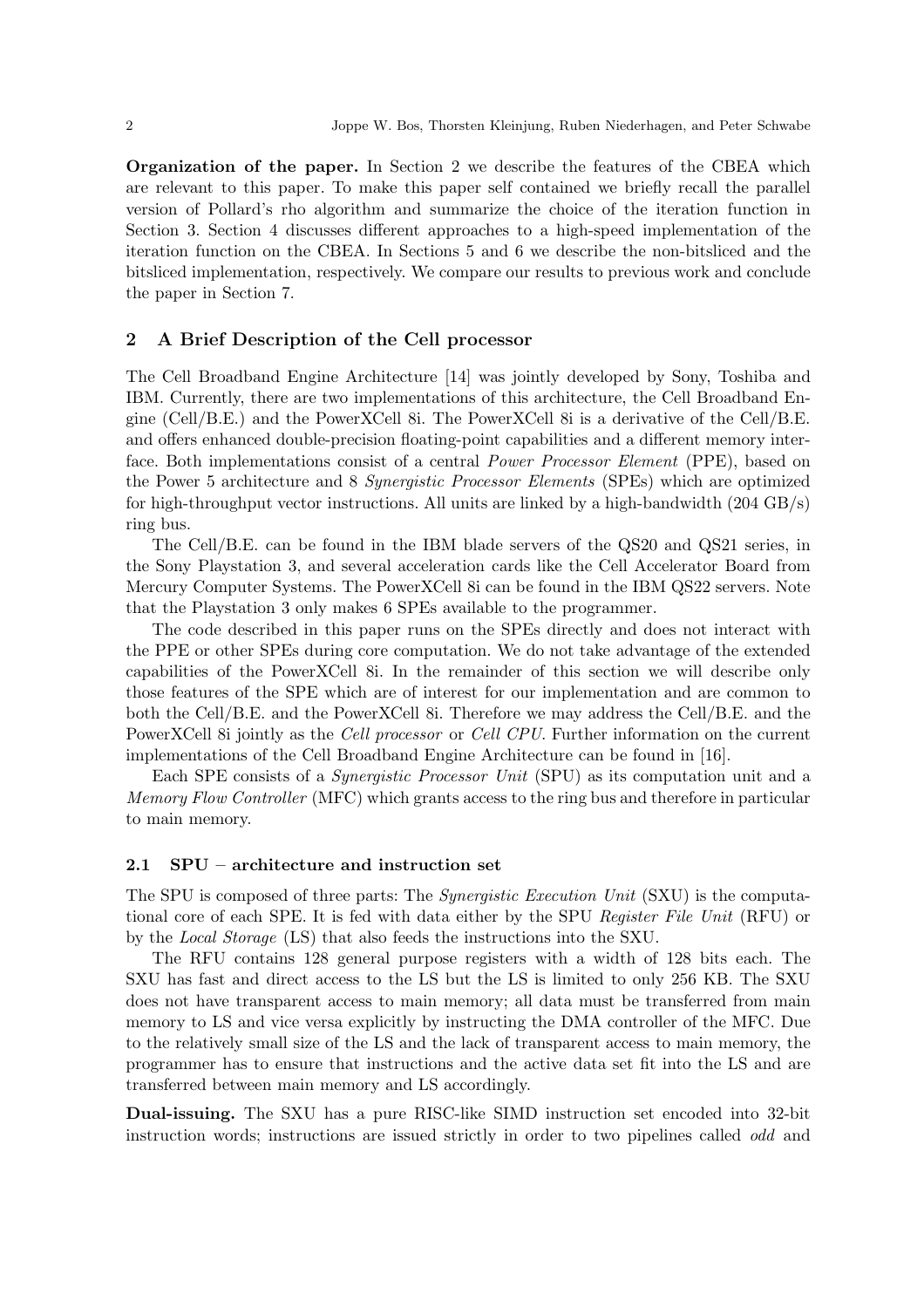**Organization of the paper.** In Section 2 we describe the features of the CBEA which are relevant to this paper. To make this paper self contained we briefly recall the parallel version of Pollard's rho algorithm and summarize the choice of the iteration function in Section 3. Section 4 discusses different approaches to a high-speed implementation of the iteration function on the CBEA. In Sections 5 and 6 we describe the non-bitsliced and the bitsliced implementation, respectively. We compare our results to previous work and conclude the paper in Section 7.

## 2 A Brief Description of the Cell processor

The Cell Broadband Engine Architecture [14] was jointly developed by Sony, Toshiba and IBM. Currently, there are two implementations of this architecture, the Cell Broadband Engine (Cell/B.E.) and the PowerXCell 8i. The PowerXCell 8i is a derivative of the Cell/B.E. and offers enhanced double-precision floating-point capabilities and a different memory interface. Both implementations consist of a central *Power Processor Element* (PPE), based on the Power 5 architecture and 8 *Synergistic Processor Elements* (SPEs) which are optimized for high-throughput vector instructions. All units are linked by a high-bandwidth (204 GB/s) ring bus.

The Cell/B.E. can be found in the IBM blade servers of the QS20 and QS21 series, in the Sony Playstation 3, and several acceleration cards like the Cell Accelerator Board from Mercury Computer Systems. The PowerXCell 8i can be found in the IBM QS22 servers. Note that the Playstation 3 only makes 6 SPEs available to the programmer.

The code described in this paper runs on the SPEs directly and does not interact with the PPE or other SPEs during core computation. We do not take advantage of the extended capabilities of the PowerXCell 8i. In the remainder of this section we will describe only those features of the SPE which are of interest for our implementation and are common to both the Cell/B.E. and the PowerXCell 8i. Therefore we may address the Cell/B.E. and the PowerXCell 8i jointly as the *Cell processor* or *Cell CPU*. Further information on the current implementations of the Cell Broadband Engine Architecture can be found in [16].

Each SPE consists of a *Synergistic Processor Unit* (SPU) as its computation unit and a *Memory Flow Controller* (MFC) which grants access to the ring bus and therefore in particular to main memory.

### 2.1 SPU – architecture and instruction set

The SPU is composed of three parts: The *Synergistic Execution Unit* (SXU) is the computational core of each SPE. It is fed with data either by the SPU *Register File Unit* (RFU) or by the *Local Storage* (LS) that also feeds the instructions into the SXU.

The RFU contains 128 general purpose registers with a width of 128 bits each. The SXU has fast and direct access to the LS but the LS is limited to only 256 KB. The SXU does not have transparent access to main memory; all data must be transferred from main memory to LS and vice versa explicitly by instructing the DMA controller of the MFC. Due to the relatively small size of the LS and the lack of transparent access to main memory, the programmer has to ensure that instructions and the active data set fit into the LS and are transferred between main memory and LS accordingly.

**Dual-issuing.** The SXU has a pure RISC-like SIMD instruction set encoded into 32-bit instruction words; instructions are issued strictly in order to two pipelines called *odd* and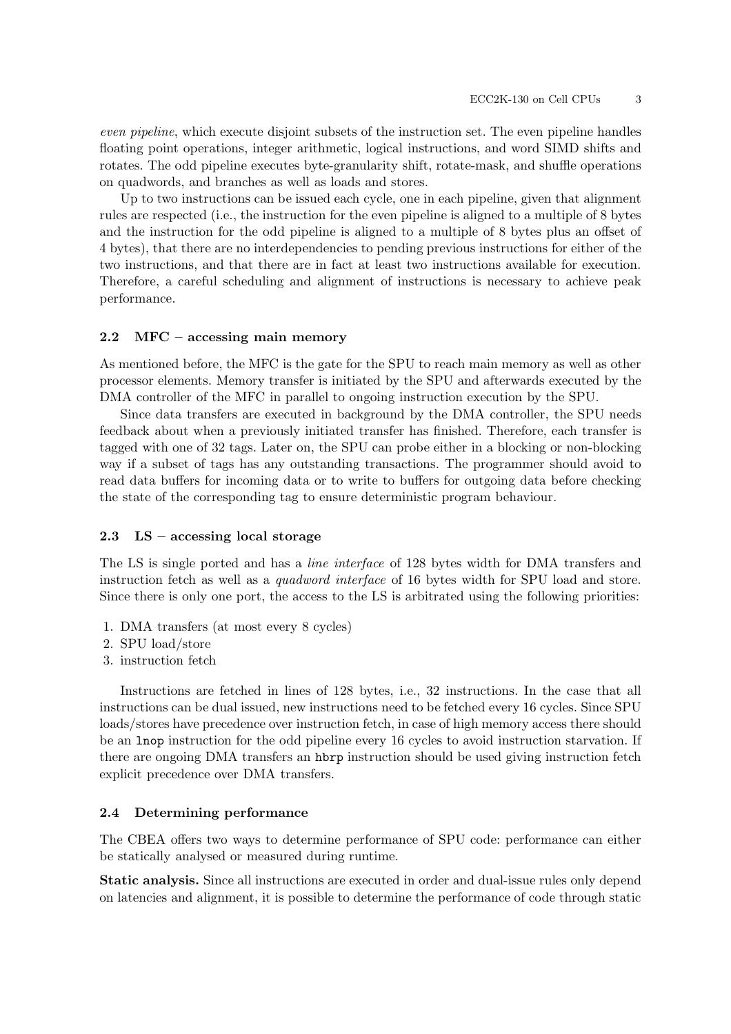*even pipeline*, which execute disjoint subsets of the instruction set. The even pipeline handles floating point operations, integer arithmetic, logical instructions, and word SIMD shifts and rotates. The odd pipeline executes byte-granularity shift, rotate-mask, and shuffle operations on quadwords, and branches as well as loads and stores.

Up to two instructions can be issued each cycle, one in each pipeline, given that alignment rules are respected (i.e., the instruction for the even pipeline is aligned to a multiple of 8 bytes and the instruction for the odd pipeline is aligned to a multiple of 8 bytes plus an offset of 4 bytes), that there are no interdependencies to pending previous instructions for either of the two instructions, and that there are in fact at least two instructions available for execution. Therefore, a careful scheduling and alignment of instructions is necessary to achieve peak performance.

### 2.2 MFC – accessing main memory

As mentioned before, the MFC is the gate for the SPU to reach main memory as well as other processor elements. Memory transfer is initiated by the SPU and afterwards executed by the DMA controller of the MFC in parallel to ongoing instruction execution by the SPU.

Since data transfers are executed in background by the DMA controller, the SPU needs feedback about when a previously initiated transfer has finished. Therefore, each transfer is tagged with one of 32 tags. Later on, the SPU can probe either in a blocking or non-blocking way if a subset of tags has any outstanding transactions. The programmer should avoid to read data buffers for incoming data or to write to buffers for outgoing data before checking the state of the corresponding tag to ensure deterministic program behaviour.

### 2.3 LS – accessing local storage

The LS is single ported and has a *line interface* of 128 bytes width for DMA transfers and instruction fetch as well as a *quadword interface* of 16 bytes width for SPU load and store. Since there is only one port, the access to the LS is arbitrated using the following priorities:

1. DMA transfers (at most every 8 cycles)
2. SPU load/store
3. instruction fetch

Instructions are fetched in lines of 128 bytes, i.e., 32 instructions. In the case that all instructions can be dual issued, new instructions need to be fetched every 16 cycles. Since SPU loads/stores have precedence over instruction fetch, in case of high memory access there should be an `lnop` instruction for the odd pipeline every 16 cycles to avoid instruction starvation. If there are ongoing DMA transfers an `hbrp` instruction should be used giving instruction fetch explicit precedence over DMA transfers.

### 2.4 Determining performance

The CBEA offers two ways to determine performance of SPU code: performance can either be statically analysed or measured during runtime.

**Static analysis.** Since all instructions are executed in order and dual-issue rules only depend on latencies and alignment, it is possible to determine the performance of code through static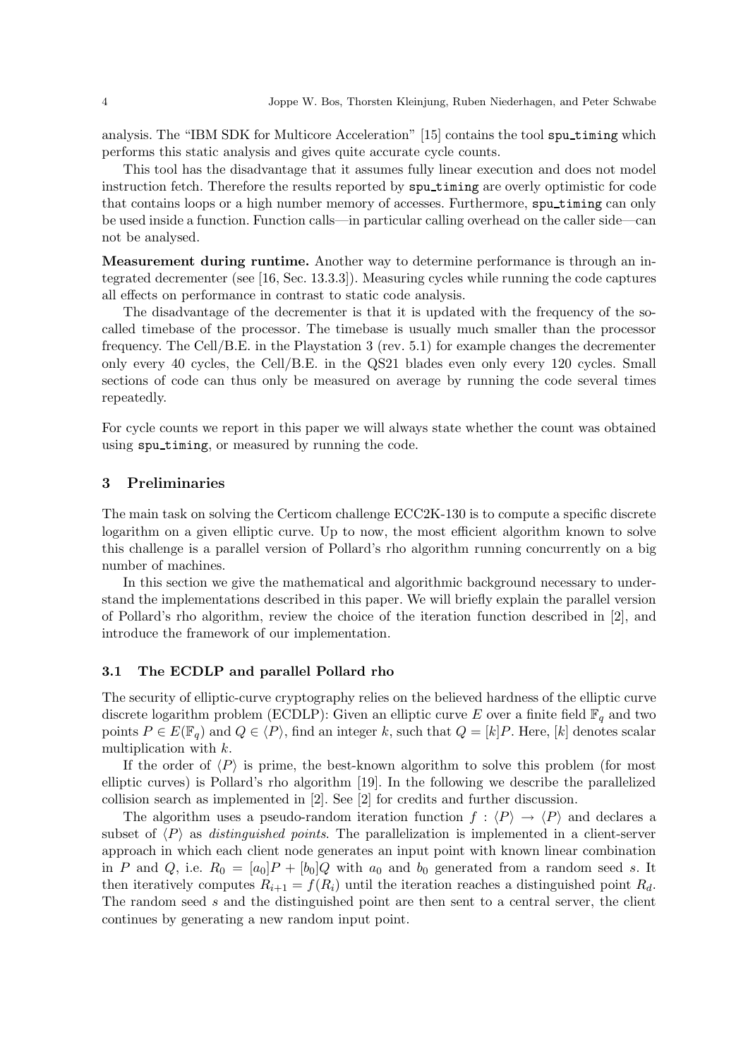analysis. The "IBM SDK for Multicore Acceleration" [15] contains the tool `spu_timing` which performs this static analysis and gives quite accurate cycle counts.

This tool has the disadvantage that it assumes fully linear execution and does not model instruction fetch. Therefore the results reported by `spu_timing` are overly optimistic for code that contains loops or a high number memory of accesses. Furthermore, `spu_timing` can only be used inside a function. Function calls—in particular calling overhead on the caller side—can not be analysed.

**Measurement during runtime.** Another way to determine performance is through an integrated decrementer (see [16, Sec. 13.3.3]). Measuring cycles while running the code captures all effects on performance in contrast to static code analysis.

The disadvantage of the decrementer is that it is updated with the frequency of the so-called timebase of the processor. The timebase is usually much smaller than the processor frequency. The Cell/B.E. in the Playstation 3 (rev. 5.1) for example changes the decrementer only every 40 cycles, the Cell/B.E. in the QS21 blades even only every 120 cycles. Small sections of code can thus only be measured on average by running the code several times repeatedly.

For cycle counts we report in this paper we will always state whether the count was obtained using `spu_timing`, or measured by running the code.

## 3 Preliminaries

The main task on solving the Certicom challenge ECC2K-130 is to compute a specific discrete logarithm on a given elliptic curve. Up to now, the most efficient algorithm known to solve this challenge is a parallel version of Pollard's rho algorithm running concurrently on a big number of machines.

In this section we give the mathematical and algorithmic background necessary to understand the implementations described in this paper. We will briefly explain the parallel version of Pollard's rho algorithm, review the choice of the iteration function described in [2], and introduce the framework of our implementation.

### 3.1 The ECDLP and parallel Pollard rho

The security of elliptic-curve cryptography relies on the believed hardness of the elliptic curve discrete logarithm problem (ECDLP): Given an elliptic curve $E$ over a finite field $\mathbb{F}_q$ and two points $P \in E(\mathbb{F}_q)$ and $Q \in \langle P \rangle$, find an integer $k$, such that $Q = [k]P$. Here, $[k]$ denotes scalar multiplication with $k$.

If the order of $\langle P \rangle$ is prime, the best-known algorithm to solve this problem (for most elliptic curves) is Pollard's rho algorithm [19]. In the following we describe the parallelized collision search as implemented in [2]. See [2] for credits and further discussion.

The algorithm uses a pseudo-random iteration function $f : \langle P \rangle \to \langle P \rangle$ and declares a subset of $\langle P \rangle$ as *distinguished points*. The parallelization is implemented in a client-server approach in which each client node generates an input point with known linear combination in $P$ and $Q$, i.e. $R_0 = [a_0]P + [b_0]Q$ with $a_0$ and $b_0$ generated from a random seed $s$. It then iteratively computes $R_{i+1} = f(R_i)$ until the iteration reaches a distinguished point $R_d$. The random seed $s$ and the distinguished point are then sent to a central server, the client continues by generating a new random input point.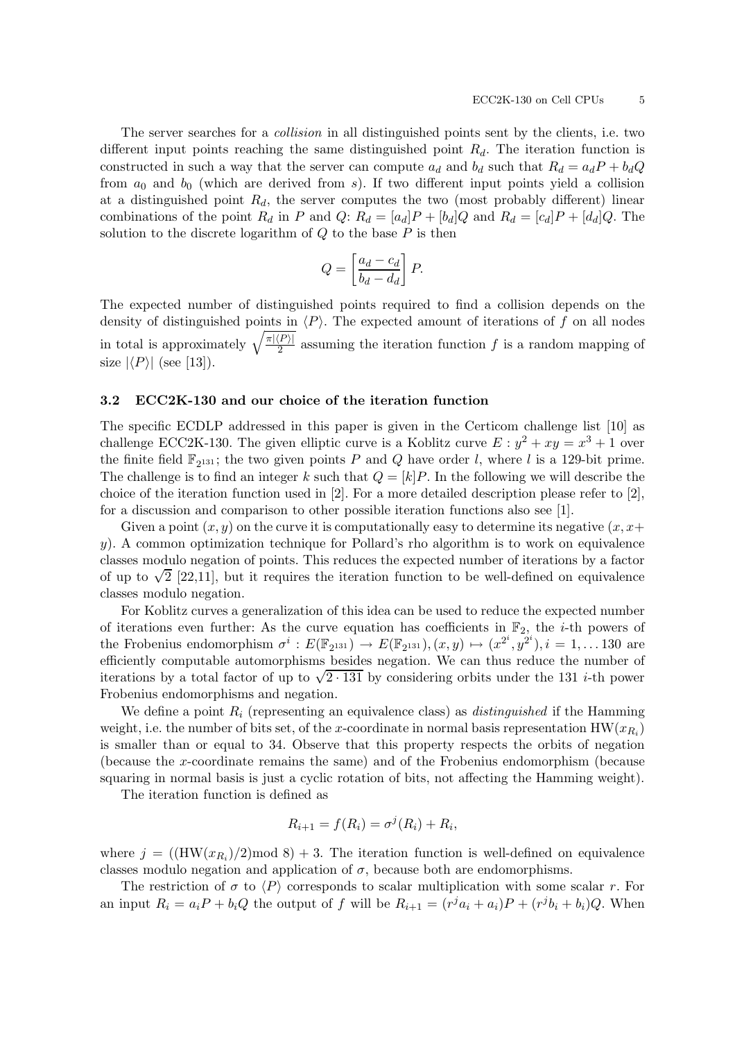The server searches for a *collision* in all distinguished points sent by the clients, i.e. two different input points reaching the same distinguished point $R_d$. The iteration function is constructed in such a way that the server can compute $a_d$ and $b_d$ such that $R_d = a_dP + b_dQ$ from $a_0$ and $b_0$ (which are derived from $s$). If two different input points yield a collision at a distinguished point $R_d$, the server computes the two (most probably different) linear combinations of the point $R_d$ in $P$ and $Q$: $R_d = [a_d]P + [b_d]Q$ and $R_d = [c_d]P + [d_d]Q$. The solution to the discrete logarithm of $Q$ to the base $P$ is then

$$Q = \left[\frac{a_d - c_d}{b_d - d_d}\right] P.$$

The expected number of distinguished points required to find a collision depends on the density of distinguished points in $\langle P \rangle$. The expected amount of iterations of $f$ on all nodes in total is approximately $\sqrt{\frac{\pi |\langle P \rangle|}{2}}$ assuming the iteration function $f$ is a random mapping of size $|\langle P \rangle|$ (see [13]).

### 3.2 ECC2K-130 and our choice of the iteration function

The specific ECDLP addressed in this paper is given in the Certicom challenge list [10] as challenge ECC2K-130. The given elliptic curve is a Koblitz curve $E : y^2 + xy = x^3 + 1$ over the finite field $\mathbb{F}_{2^{131}}$; the two given points $P$ and $Q$ have order $l$, where $l$ is a 129-bit prime. The challenge is to find an integer $k$ such that $Q = [k]P$. In the following we will describe the choice of the iteration function used in [2]. For a more detailed description please refer to [2], for a discussion and comparison to other possible iteration functions also see [1].

Given a point $(x, y)$ on the curve it is computationally easy to determine its negative $(x, x + y)$. A common optimization technique for Pollard's rho algorithm is to work on equivalence classes modulo negation of points. This reduces the expected number of iterations by a factor of up to $\sqrt{2}$ [22,11], but it requires the iteration function to be well-defined on equivalence classes modulo negation.

For Koblitz curves a generalization of this idea can be used to reduce the expected number of iterations even further: As the curve equation has coefficients in $\mathbb{F}_2$, the $i$-th powers of the Frobenius endomorphism $\sigma^i : E(\mathbb{F}_{2^{131}}) \to E(\mathbb{F}_{2^{131}}), (x, y) \mapsto (x^{2^i}, y^{2^i}), i = 1, \ldots 130$ are efficiently computable automorphisms besides negation. We can thus reduce the number of iterations by a total factor of up to $\sqrt{2 \cdot 131}$ by considering orbits under the 131 $i$-th power Frobenius endomorphisms and negation.

We define a point $R_i$ (representing an equivalence class) as *distinguished* if the Hamming weight, i.e. the number of bits set, of the $x$-coordinate in normal basis representation $\mathrm{HW}(x_{R_i})$ is smaller than or equal to 34. Observe that this property respects the orbits of negation (because the $x$-coordinate remains the same) and of the Frobenius endomorphism (because squaring in normal basis is just a cyclic rotation of bits, not affecting the Hamming weight).

The iteration function is defined as

$$R_{i+1} = f(R_i) = \sigma^j(R_i) + R_i,$$

where $j = ((\mathrm{HW}(x_{R_i})/2) \bmod 8) + 3$. The iteration function is well-defined on equivalence classes modulo negation and application of $\sigma$, because both are endomorphisms.

The restriction of $\sigma$ to $\langle P \rangle$ corresponds to scalar multiplication with some scalar $r$. For an input $R_i = a_iP + b_iQ$ the output of $f$ will be $R_{i+1} = (r^j a_i + a_i)P + (r^j b_i + b_i)Q$. When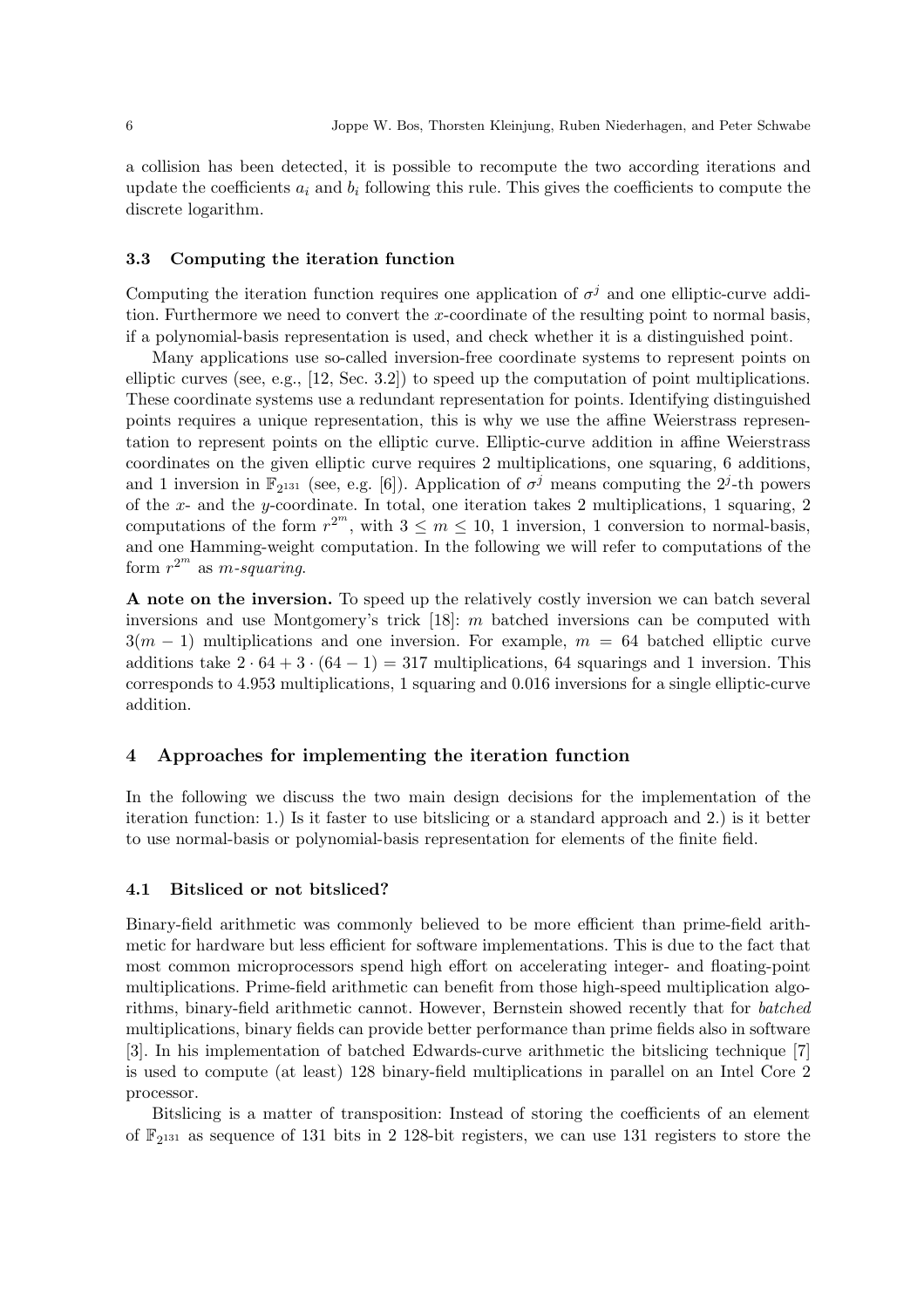a collision has been detected, it is possible to recompute the two according iterations and update the coefficients $a_i$ and $b_i$ following this rule. This gives the coefficients to compute the discrete logarithm.

### 3.3 Computing the iteration function

Computing the iteration function requires one application of $\sigma^j$ and one elliptic-curve addition. Furthermore we need to convert the $x$-coordinate of the resulting point to normal basis, if a polynomial-basis representation is used, and check whether it is a distinguished point.

Many applications use so-called inversion-free coordinate systems to represent points on elliptic curves (see, e.g., [12, Sec. 3.2]) to speed up the computation of point multiplications. These coordinate systems use a redundant representation for points. Identifying distinguished points requires a unique representation, this is why we use the affine Weierstrass representation to represent points on the elliptic curve. Elliptic-curve addition in affine Weierstrass coordinates on the given elliptic curve requires 2 multiplications, one squaring, 6 additions, and 1 inversion in $\mathbb{F}_{2^{131}}$ (see, e.g. [6]). Application of $\sigma^j$ means computing the $2^j$-th powers of the $x$- and the $y$-coordinate. In total, one iteration takes 2 multiplications, 1 squaring, 2 computations of the form $r^{2^m}$, with $3 \leq m \leq 10$, 1 inversion, 1 conversion to normal-basis, and one Hamming-weight computation. In the following we will refer to computations of the form $r^{2^m}$ as *m-squaring*.

**A note on the inversion.** To speed up the relatively costly inversion we can batch several inversions and use Montgomery's trick [18]: $m$ batched inversions can be computed with $3(m-1)$ multiplications and one inversion. For example, $m = 64$ batched elliptic curve additions take $2 \cdot 64 + 3 \cdot (64 - 1) = 317$ multiplications, 64 squarings and 1 inversion. This corresponds to 4.953 multiplications, 1 squaring and 0.016 inversions for a single elliptic-curve addition.

## 4 Approaches for implementing the iteration function

In the following we discuss the two main design decisions for the implementation of the iteration function: 1.) Is it faster to use bitslicing or a standard approach and 2.) is it better to use normal-basis or polynomial-basis representation for elements of the finite field.

### 4.1 Bitsliced or not bitsliced?

Binary-field arithmetic was commonly believed to be more efficient than prime-field arithmetic for hardware but less efficient for software implementations. This is due to the fact that most common microprocessors spend high effort on accelerating integer- and floating-point multiplications. Prime-field arithmetic can benefit from those high-speed multiplication algorithms, binary-field arithmetic cannot. However, Bernstein showed recently that for *batched* multiplications, binary fields can provide better performance than prime fields also in software [3]. In his implementation of batched Edwards-curve arithmetic the bitslicing technique [7] is used to compute (at least) 128 binary-field multiplications in parallel on an Intel Core 2 processor.

Bitslicing is a matter of transposition: Instead of storing the coefficients of an element of $\mathbb{F}_{2^{131}}$ as sequence of 131 bits in 2 128-bit registers, we can use 131 registers to store the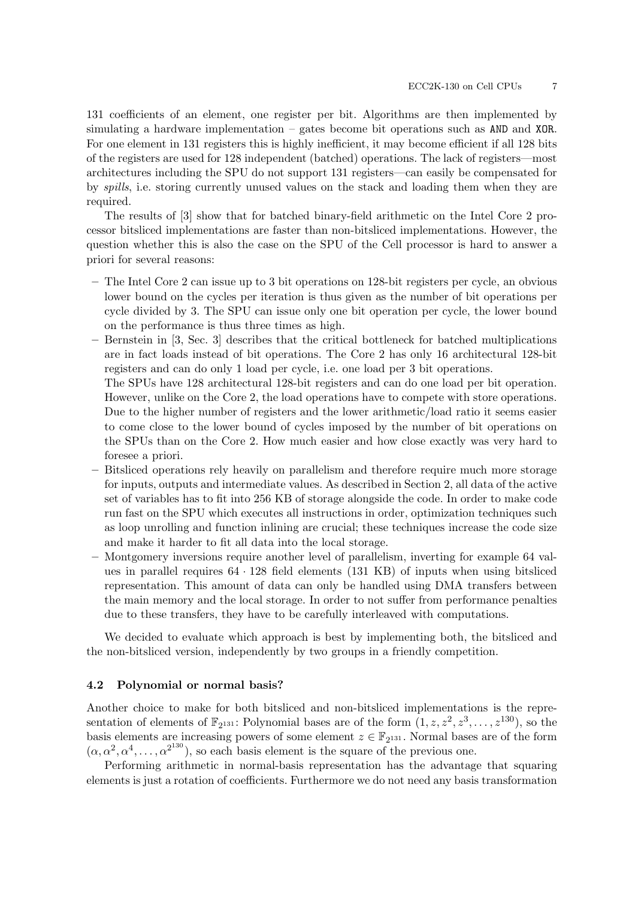131 coefficients of an element, one register per bit. Algorithms are then implemented by simulating a hardware implementation – gates become bit operations such as `AND` and `XOR`. For one element in 131 registers this is highly inefficient, it may become efficient if all 128 bits of the registers are used for 128 independent (batched) operations. The lack of registers—most architectures including the SPU do not support 131 registers—can easily be compensated for by *spills*, i.e. storing currently unused values on the stack and loading them when they are required.

The results of [3] show that for batched binary-field arithmetic on the Intel Core 2 processor bitsliced implementations are faster than non-bitsliced implementations. However, the question whether this is also the case on the SPU of the Cell processor is hard to answer a priori for several reasons:

– The Intel Core 2 can issue up to 3 bit operations on 128-bit registers per cycle, an obvious lower bound on the cycles per iteration is thus given as the number of bit operations per cycle divided by 3. The SPU can issue only one bit operation per cycle, the lower bound on the performance is thus three times as high.

– Bernstein in [3, Sec. 3] describes that the critical bottleneck for batched multiplications are in fact loads instead of bit operations. The Core 2 has only 16 architectural 128-bit registers and can do only 1 load per cycle, i.e. one load per 3 bit operations.
The SPUs have 128 architectural 128-bit registers and can do one load per bit operation. However, unlike on the Core 2, the load operations have to compete with store operations. Due to the higher number of registers and the lower arithmetic/load ratio it seems easier to come close to the lower bound of cycles imposed by the number of bit operations on the SPUs than on the Core 2. How much easier and how close exactly was very hard to foresee a priori.

– Bitsliced operations rely heavily on parallelism and therefore require much more storage for inputs, outputs and intermediate values. As described in Section 2, all data of the active set of variables has to fit into 256 KB of storage alongside the code. In order to make code run fast on the SPU which executes all instructions in order, optimization techniques such as loop unrolling and function inlining are crucial; these techniques increase the code size and make it harder to fit all data into the local storage.

– Montgomery inversions require another level of parallelism, inverting for example 64 values in parallel requires $64 \cdot 128$ field elements (131 KB) of inputs when using bitsliced representation. This amount of data can only be handled using DMA transfers between the main memory and the local storage. In order to not suffer from performance penalties due to these transfers, they have to be carefully interleaved with computations.

We decided to evaluate which approach is best by implementing both, the bitsliced and the non-bitsliced version, independently by two groups in a friendly competition.

### 4.2 Polynomial or normal basis?

Another choice to make for both bitsliced and non-bitsliced implementations is the representation of elements of $\mathbb{F}_{2^{131}}$: Polynomial bases are of the form $(1, z, z^2, z^3, \ldots, z^{130})$, so the basis elements are increasing powers of some element $z \in \mathbb{F}_{2^{131}}$. Normal bases are of the form $(\alpha, \alpha^2, \alpha^4, \ldots, \alpha^{2^{130}})$, so each basis element is the square of the previous one.

Performing arithmetic in normal-basis representation has the advantage that squaring elements is just a rotation of coefficients. Furthermore we do not need any basis transformation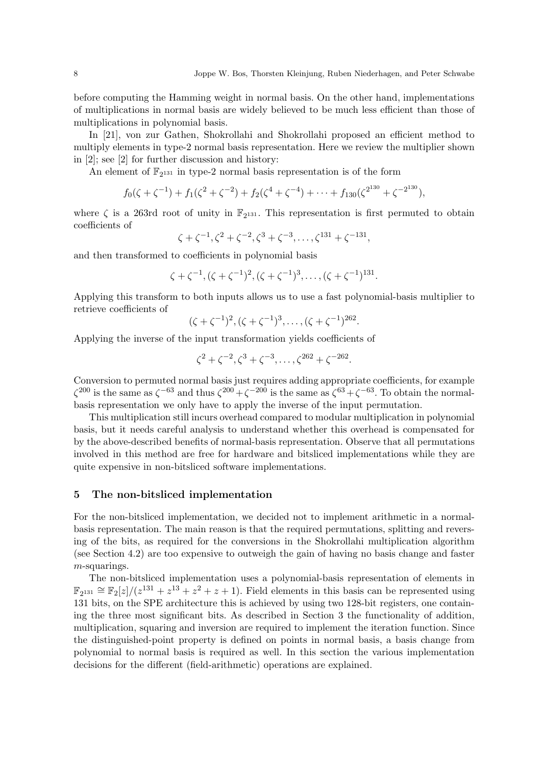before computing the Hamming weight in normal basis. On the other hand, implementations of multiplications in normal basis are widely believed to be much less efficient than those of multiplications in polynomial basis.

In [21], von zur Gathen, Shokrollahi and Shokrollahi proposed an efficient method to multiply elements in type-2 normal basis representation. Here we review the multiplier shown in [2]; see [2] for further discussion and history:

An element of $\mathbb{F}_{2^{131}}$ in type-2 normal basis representation is of the form

$$f_0(\zeta + \zeta^{-1}) + f_1(\zeta^2 + \zeta^{-2}) + f_2(\zeta^4 + \zeta^{-4}) + \cdots + f_{130}(\zeta^{2^{130}} + \zeta^{-2^{130}}),$$

where $\zeta$ is a 263rd root of unity in $\mathbb{F}_{2^{131}}$. This representation is first permuted to obtain coefficients of

$$\zeta + \zeta^{-1}, \zeta^2 + \zeta^{-2}, \zeta^3 + \zeta^{-3}, \ldots, \zeta^{131} + \zeta^{-131},$$

and then transformed to coefficients in polynomial basis

$$\zeta + \zeta^{-1}, (\zeta + \zeta^{-1})^2, (\zeta + \zeta^{-1})^3, \ldots, (\zeta + \zeta^{-1})^{131}.$$

Applying this transform to both inputs allows us to use a fast polynomial-basis multiplier to retrieve coefficients of

$$(\zeta + \zeta^{-1})^2, (\zeta + \zeta^{-1})^3, \ldots, (\zeta + \zeta^{-1})^{262}.$$

Applying the inverse of the input transformation yields coefficients of

$$\zeta^2 + \zeta^{-2}, \zeta^3 + \zeta^{-3}, \ldots, \zeta^{262} + \zeta^{-262}.$$

Conversion to permuted normal basis just requires adding appropriate coefficients, for example $\zeta^{200}$ is the same as $\zeta^{-63}$ and thus $\zeta^{200} + \zeta^{-200}$ is the same as $\zeta^{63} + \zeta^{-63}$. To obtain the normal-basis representation we only have to apply the inverse of the input permutation.

This multiplication still incurs overhead compared to modular multiplication in polynomial basis, but it needs careful analysis to understand whether this overhead is compensated for by the above-described benefits of normal-basis representation. Observe that all permutations involved in this method are free for hardware and bitsliced implementations while they are quite expensive in non-bitsliced software implementations.

## 5 The non-bitsliced implementation

For the non-bitsliced implementation, we decided not to implement arithmetic in a normal-basis representation. The main reason is that the required permutations, splitting and reversing of the bits, as required for the conversions in the Shokrollahi multiplication algorithm (see Section 4.2) are too expensive to outweigh the gain of having no basis change and faster $m$-squarings.

The non-bitsliced implementation uses a polynomial-basis representation of elements in $\mathbb{F}_{2^{131}} \cong \mathbb{F}_2[z]/(z^{131} + z^{13} + z^2 + z + 1)$. Field elements in this basis can be represented using 131 bits, on the SPE architecture this is achieved by using two 128-bit registers, one containing the three most significant bits. As described in Section 3 the functionality of addition, multiplication, squaring and inversion are required to implement the iteration function. Since the distinguished-point property is defined on points in normal basis, a basis change from polynomial to normal basis is required as well. In this section the various implementation decisions for the different (field-arithmetic) operations are explained.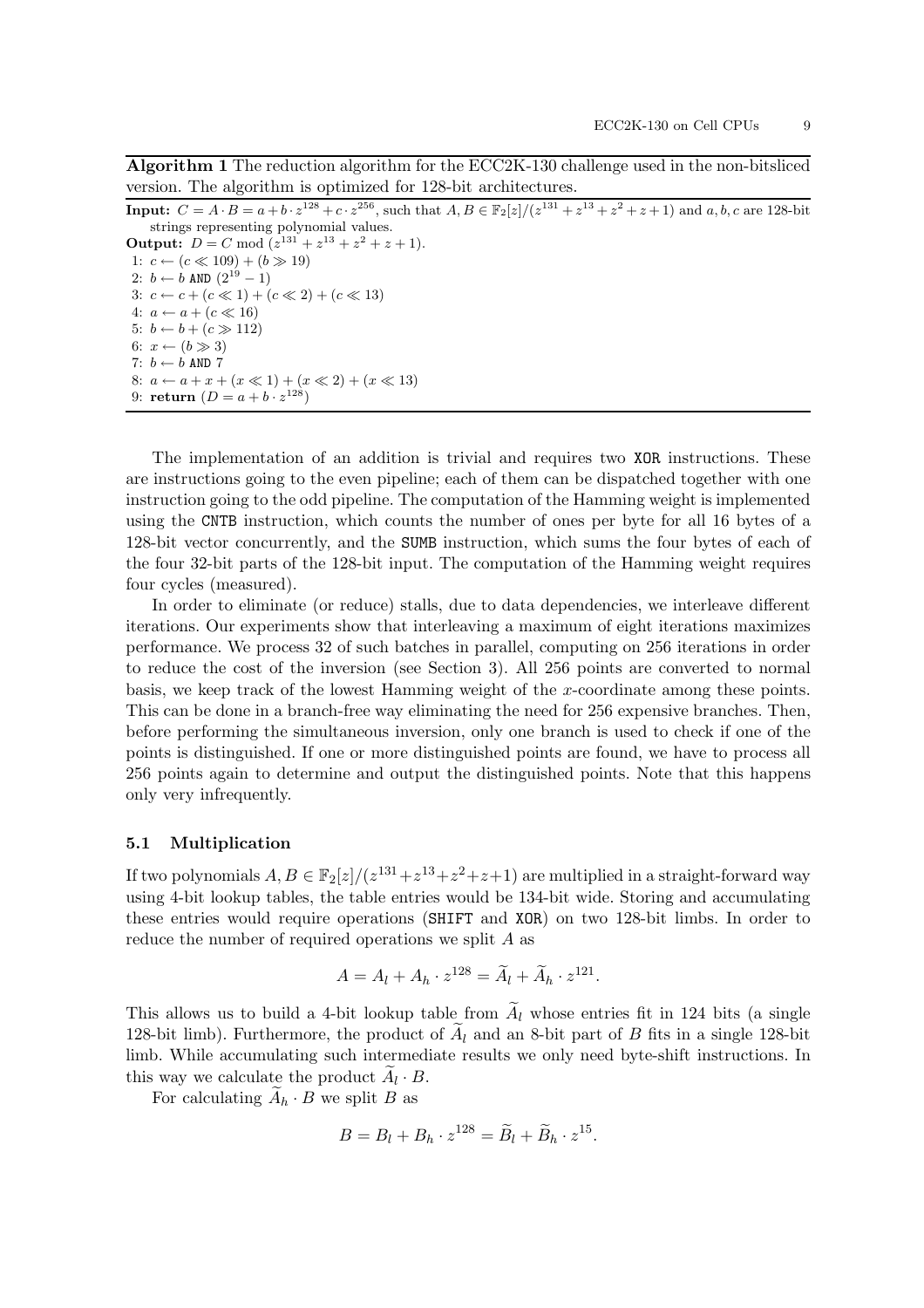**Algorithm 1** The reduction algorithm for the ECC2K-130 challenge used in the non-bitsliced version. The algorithm is optimized for 128-bit architectures.

**Input:** $C = A \cdot B = a + b \cdot z^{128} + c \cdot z^{256}$, such that $A, B \in \mathbb{F}_2[z]/(z^{131} + z^{13} + z^2 + z + 1)$ and $a, b, c$ are 128-bit strings representing polynomial values.
**Output:** $D = C \bmod (z^{131} + z^{13} + z^2 + z + 1)$.

1: $c \leftarrow (c \ll 109) + (b \gg 19)$
2: $b \leftarrow b$ AND $(2^{19} - 1)$
3: $c \leftarrow c + (c \ll 1) + (c \ll 2) + (c \ll 13)$
4: $a \leftarrow a + (c \ll 16)$
5: $b \leftarrow b + (c \gg 112)$
6: $x \leftarrow (b \gg 3)$
7: $b \leftarrow b$ AND 7
8: $a \leftarrow a + x + (x \ll 1) + (x \ll 2) + (x \ll 13)$
9: **return** $(D = a + b \cdot z^{128})$

The implementation of an addition is trivial and requires two XOR instructions. These are instructions going to the even pipeline; each of them can be dispatched together with one instruction going to the odd pipeline. The computation of the Hamming weight is implemented using the CNTB instruction, which counts the number of ones per byte for all 16 bytes of a 128-bit vector concurrently, and the SUMB instruction, which sums the four bytes of each of the four 32-bit parts of the 128-bit input. The computation of the Hamming weight requires four cycles (measured).

In order to eliminate (or reduce) stalls, due to data dependencies, we interleave different iterations. Our experiments show that interleaving a maximum of eight iterations maximizes performance. We process 32 of such batches in parallel, computing on 256 iterations in order to reduce the cost of the inversion (see Section 3). All 256 points are converted to normal basis, we keep track of the lowest Hamming weight of the $x$-coordinate among these points. This can be done in a branch-free way eliminating the need for 256 expensive branches. Then, before performing the simultaneous inversion, only one branch is used to check if one of the points is distinguished. If one or more distinguished points are found, we have to process all 256 points again to determine and output the distinguished points. Note that this happens only very infrequently.

### 5.1 Multiplication

If two polynomials $A, B \in \mathbb{F}_2[z]/(z^{131}+z^{13}+z^2+z+1)$ are multiplied in a straight-forward way using 4-bit lookup tables, the table entries would be 134-bit wide. Storing and accumulating these entries would require operations (SHIFT and XOR) on two 128-bit limbs. In order to reduce the number of required operations we split $A$ as

$$A = A_l + A_h \cdot z^{128} = \widetilde{A}_l + \widetilde{A}_h \cdot z^{121}.$$

This allows us to build a 4-bit lookup table from $\widetilde{A}_l$ whose entries fit in 124 bits (a single 128-bit limb). Furthermore, the product of $\widetilde{A}_l$ and an 8-bit part of $B$ fits in a single 128-bit limb. While accumulating such intermediate results we only need byte-shift instructions. In this way we calculate the product $\widetilde{A}_l \cdot B$.

For calculating $\widetilde{A}_h \cdot B$ we split $B$ as

$$B = B_l + B_h \cdot z^{128} = \widetilde{B}_l + \widetilde{B}_h \cdot z^{15}.$$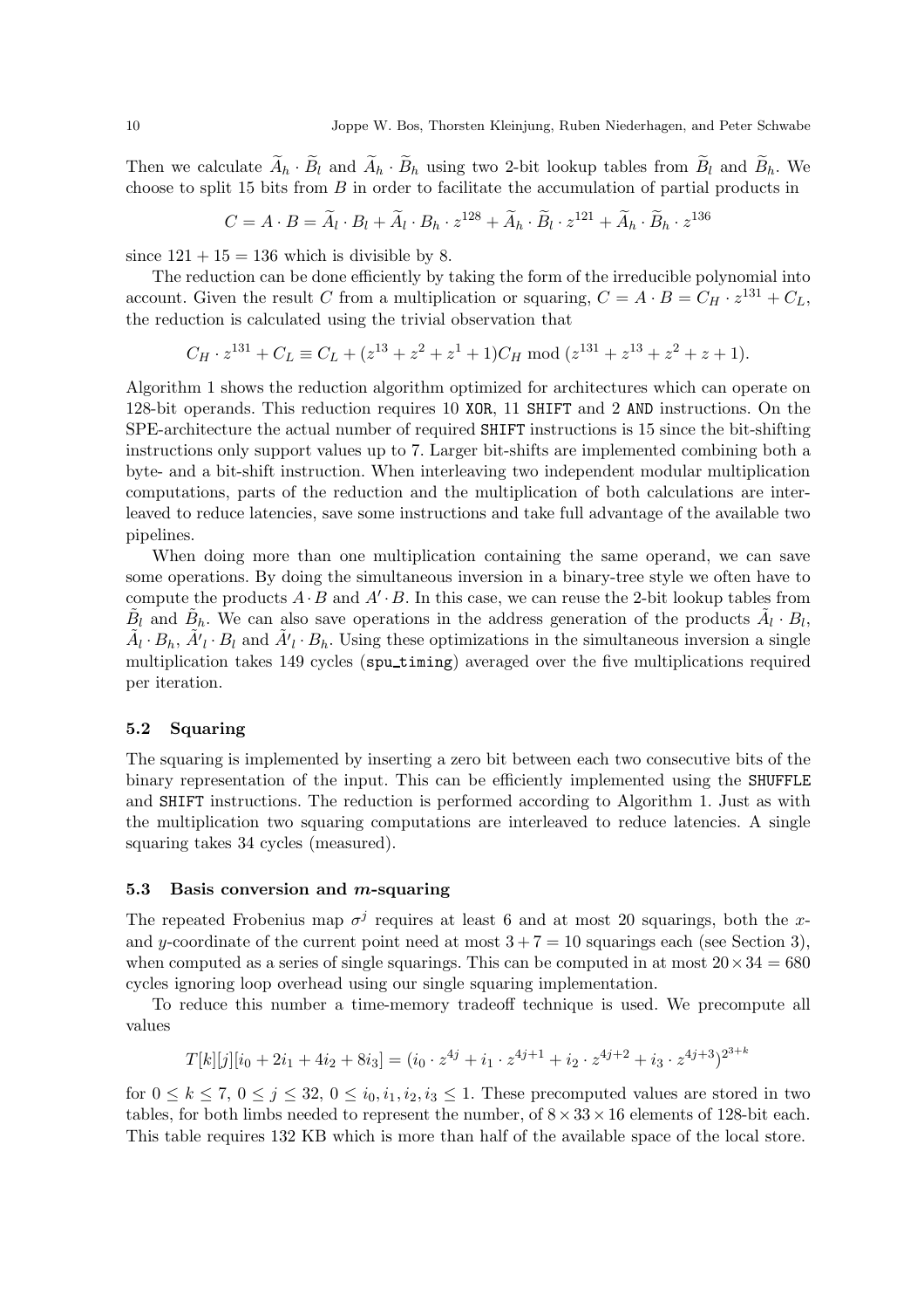Then we calculate $\widetilde{A}_h \cdot \widetilde{B}_l$ and $\widetilde{A}_h \cdot \widetilde{B}_h$ using two 2-bit lookup tables from $\widetilde{B}_l$ and $\widetilde{B}_h$. We choose to split 15 bits from $B$ in order to facilitate the accumulation of partial products in

$$C = A \cdot B = \widetilde{A}_l \cdot B_l + \widetilde{A}_l \cdot B_h \cdot z^{128} + \widetilde{A}_h \cdot \widetilde{B}_l \cdot z^{121} + \widetilde{A}_h \cdot \widetilde{B}_h \cdot z^{136}$$

since $121 + 15 = 136$ which is divisible by 8.

The reduction can be done efficiently by taking the form of the irreducible polynomial into account. Given the result $C$ from a multiplication or squaring, $C = A \cdot B = C_H \cdot z^{131} + C_L$, the reduction is calculated using the trivial observation that

$$C_H \cdot z^{131} + C_L \equiv C_L + (z^{13} + z^2 + z^1 + 1)C_H \bmod (z^{131} + z^{13} + z^2 + z + 1).$$

Algorithm 1 shows the reduction algorithm optimized for architectures which can operate on 128-bit operands. This reduction requires 10 XOR, 11 SHIFT and 2 AND instructions. On the SPE-architecture the actual number of required SHIFT instructions is 15 since the bit-shifting instructions only support values up to 7. Larger bit-shifts are implemented combining both a byte- and a bit-shift instruction. When interleaving two independent modular multiplication computations, parts of the reduction and the multiplication of both calculations are interleaved to reduce latencies, save some instructions and take full advantage of the available two pipelines.

When doing more than one multiplication containing the same operand, we can save some operations. By doing the simultaneous inversion in a binary-tree style we often have to compute the products $A \cdot B$ and $A' \cdot B$. In this case, we can reuse the 2-bit lookup tables from $\tilde{B}_l$ and $\tilde{B}_h$. We can also save operations in the address generation of the products $\tilde{A}_l \cdot B_l$, $\tilde{A}_l \cdot B_h$, $\tilde{A'}_l \cdot B_l$ and $\tilde{A'}_l \cdot B_h$. Using these optimizations in the simultaneous inversion a single multiplication takes 149 cycles (spu_timing) averaged over the five multiplications required per iteration.

### 5.2 Squaring

The squaring is implemented by inserting a zero bit between each two consecutive bits of the binary representation of the input. This can be efficiently implemented using the SHUFFLE and SHIFT instructions. The reduction is performed according to Algorithm 1. Just as with the multiplication two squaring computations are interleaved to reduce latencies. A single squaring takes 34 cycles (measured).

### 5.3 Basis conversion and $m$-squaring

The repeated Frobenius map $\sigma^j$ requires at least 6 and at most 20 squarings, both the $x$- and $y$-coordinate of the current point need at most $3 + 7 = 10$ squarings each (see Section 3), when computed as a series of single squarings. This can be computed in at most $20 \times 34 = 680$ cycles ignoring loop overhead using our single squaring implementation.

To reduce this number a time-memory tradeoff technique is used. We precompute all values

$$T[k][j][i_0 + 2i_1 + 4i_2 + 8i_3] = (i_0 \cdot z^{4j} + i_1 \cdot z^{4j+1} + i_2 \cdot z^{4j+2} + i_3 \cdot z^{4j+3})^{2^{3+k}}$$

for $0 \leq k \leq 7$, $0 \leq j \leq 32$, $0 \leq i_0, i_1, i_2, i_3 \leq 1$. These precomputed values are stored in two tables, for both limbs needed to represent the number, of $8 \times 33 \times 16$ elements of 128-bit each. This table requires 132 KB which is more than half of the available space of the local store.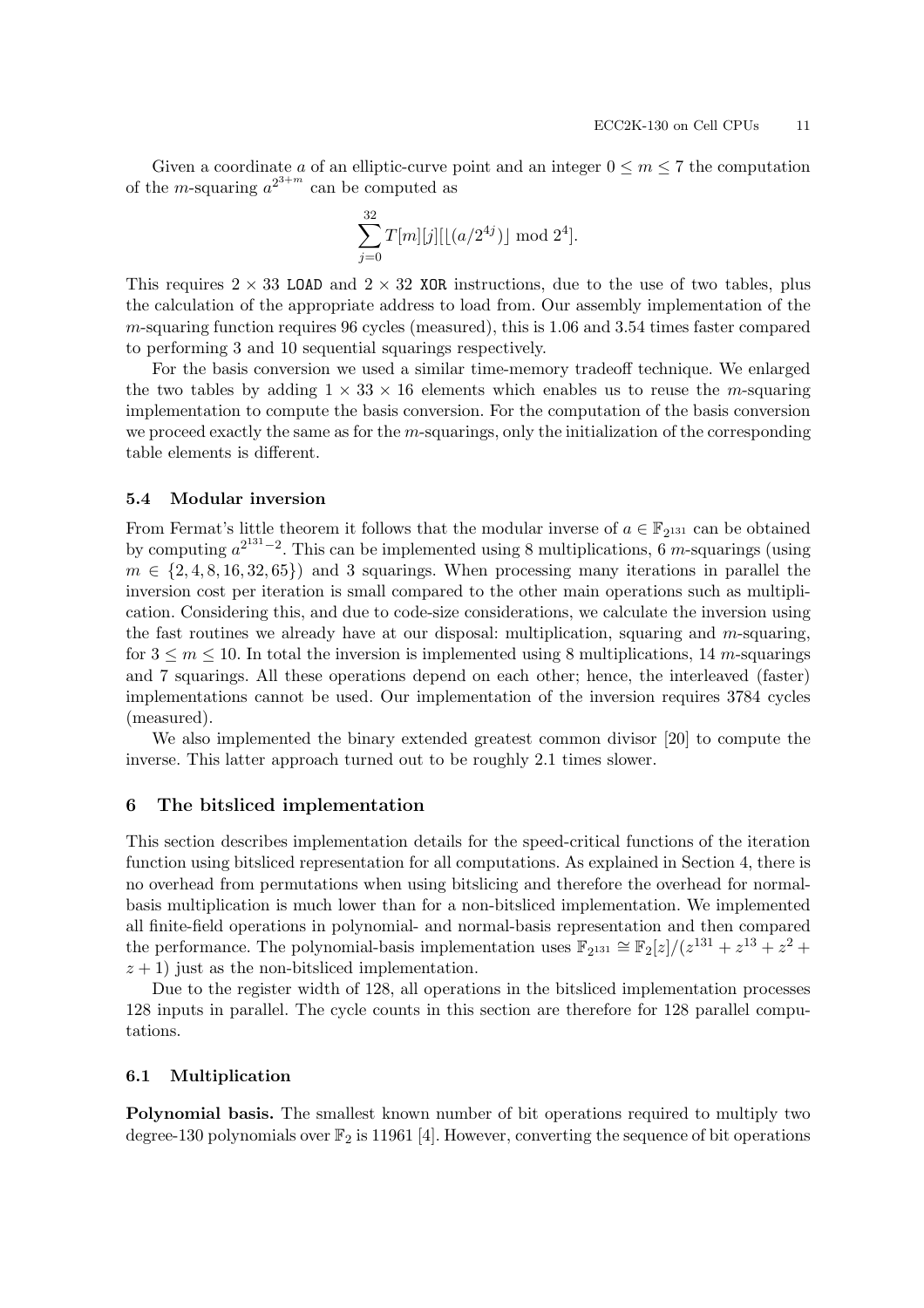Given a coordinate $a$ of an elliptic-curve point and an integer $0 \leq m \leq 7$ the computation of the $m$-squaring $a^{2^{3+m}}$ can be computed as

$$\sum_{j=0}^{32} T[m][j][\lfloor (a/2^{4j}) \rfloor \bmod 2^4].$$

This requires $2 \times 33$ `LOAD` and $2 \times 32$ `XOR` instructions, due to the use of two tables, plus the calculation of the appropriate address to load from. Our assembly implementation of the $m$-squaring function requires 96 cycles (measured), this is 1.06 and 3.54 times faster compared to performing 3 and 10 sequential squarings respectively.

For the basis conversion we used a similar time-memory tradeoff technique. We enlarged the two tables by adding $1 \times 33 \times 16$ elements which enables us to reuse the $m$-squaring implementation to compute the basis conversion. For the computation of the basis conversion we proceed exactly the same as for the $m$-squarings, only the initialization of the corresponding table elements is different.

### 5.4 Modular inversion

From Fermat's little theorem it follows that the modular inverse of $a \in \mathbb{F}_{2^{131}}$ can be obtained by computing $a^{2^{131}-2}$. This can be implemented using 8 multiplications, 6 $m$-squarings (using $m \in \{2, 4, 8, 16, 32, 65\}$) and 3 squarings. When processing many iterations in parallel the inversion cost per iteration is small compared to the other main operations such as multiplication. Considering this, and due to code-size considerations, we calculate the inversion using the fast routines we already have at our disposal: multiplication, squaring and $m$-squaring, for $3 \leq m \leq 10$. In total the inversion is implemented using 8 multiplications, 14 $m$-squarings and 7 squarings. All these operations depend on each other; hence, the interleaved (faster) implementations cannot be used. Our implementation of the inversion requires 3784 cycles (measured).

We also implemented the binary extended greatest common divisor [20] to compute the inverse. This latter approach turned out to be roughly 2.1 times slower.

## 6 The bitsliced implementation

This section describes implementation details for the speed-critical functions of the iteration function using bitsliced representation for all computations. As explained in Section 4, there is no overhead from permutations when using bitslicing and therefore the overhead for normal-basis multiplication is much lower than for a non-bitsliced implementation. We implemented all finite-field operations in polynomial- and normal-basis representation and then compared the performance. The polynomial-basis implementation uses $\mathbb{F}_{2^{131}} \cong \mathbb{F}_2[z]/(z^{131} + z^{13} + z^2 + z + 1)$ just as the non-bitsliced implementation.

Due to the register width of 128, all operations in the bitsliced implementation processes 128 inputs in parallel. The cycle counts in this section are therefore for 128 parallel computations.

### 6.1 Multiplication

**Polynomial basis.** The smallest known number of bit operations required to multiply two degree-130 polynomials over $\mathbb{F}_2$ is 11961 [4]. However, converting the sequence of bit operations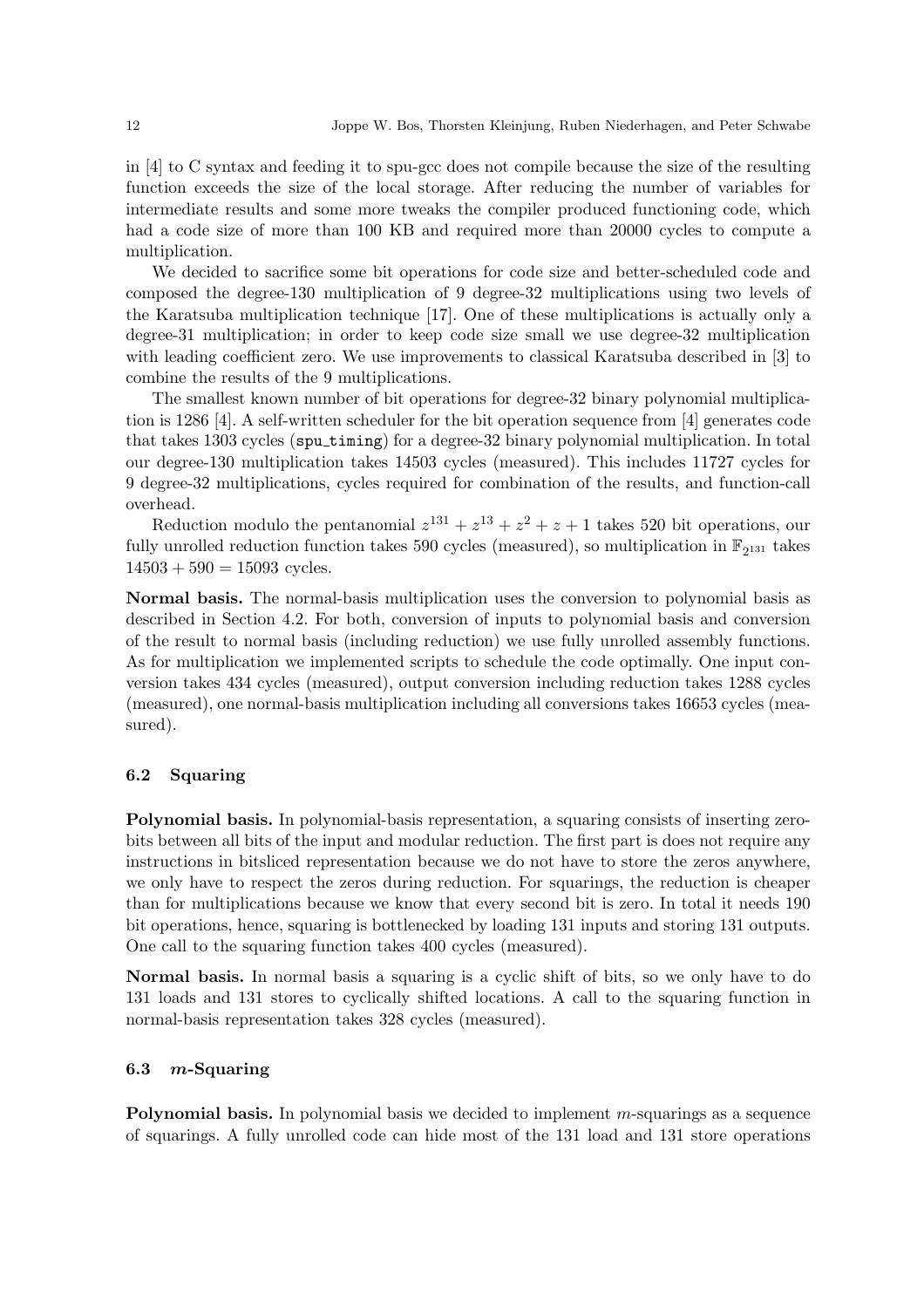in [4] to C syntax and feeding it to spu-gcc does not compile because the size of the resulting function exceeds the size of the local storage. After reducing the number of variables for intermediate results and some more tweaks the compiler produced functioning code, which had a code size of more than 100 KB and required more than 20000 cycles to compute a multiplication.

We decided to sacrifice some bit operations for code size and better-scheduled code and composed the degree-130 multiplication of 9 degree-32 multiplications using two levels of the Karatsuba multiplication technique [17]. One of these multiplications is actually only a degree-31 multiplication; in order to keep code size small we use degree-32 multiplication with leading coefficient zero. We use improvements to classical Karatsuba described in [3] to combine the results of the 9 multiplications.

The smallest known number of bit operations for degree-32 binary polynomial multiplication is 1286 [4]. A self-written scheduler for the bit operation sequence from [4] generates code that takes 1303 cycles (`spu_timing`) for a degree-32 binary polynomial multiplication. In total our degree-130 multiplication takes 14503 cycles (measured). This includes 11727 cycles for 9 degree-32 multiplications, cycles required for combination of the results, and function-call overhead.

Reduction modulo the pentanomial $z^{131} + z^{13} + z^2 + z + 1$ takes 520 bit operations, our fully unrolled reduction function takes 590 cycles (measured), so multiplication in $\mathbb{F}_{2^{131}}$ takes $14503 + 590 = 15093$ cycles.

**Normal basis.** The normal-basis multiplication uses the conversion to polynomial basis as described in Section 4.2. For both, conversion of inputs to polynomial basis and conversion of the result to normal basis (including reduction) we use fully unrolled assembly functions. As for multiplication we implemented scripts to schedule the code optimally. One input conversion takes 434 cycles (measured), output conversion including reduction takes 1288 cycles (measured), one normal-basis multiplication including all conversions takes 16653 cycles (measured).

### 6.2 Squaring

**Polynomial basis.** In polynomial-basis representation, a squaring consists of inserting zero-bits between all bits of the input and modular reduction. The first part is does not require any instructions in bitsliced representation because we do not have to store the zeros anywhere, we only have to respect the zeros during reduction. For squarings, the reduction is cheaper than for multiplications because we know that every second bit is zero. In total it needs 190 bit operations, hence, squaring is bottlenecked by loading 131 inputs and storing 131 outputs. One call to the squaring function takes 400 cycles (measured).

**Normal basis.** In normal basis a squaring is a cyclic shift of bits, so we only have to do 131 loads and 131 stores to cyclically shifted locations. A call to the squaring function in normal-basis representation takes 328 cycles (measured).

### 6.3 $m$-Squaring

**Polynomial basis.** In polynomial basis we decided to implement $m$-squarings as a sequence of squarings. A fully unrolled code can hide most of the 131 load and 131 store operations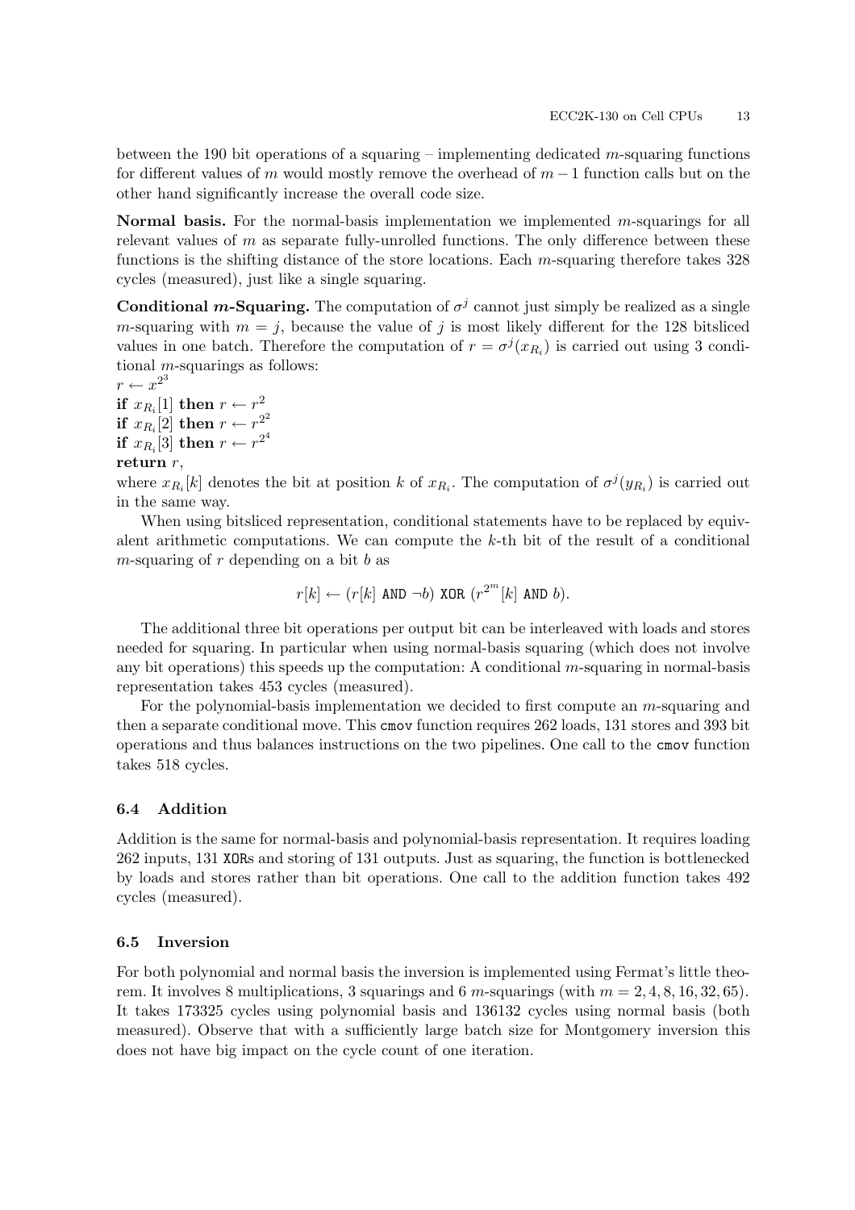between the 190 bit operations of a squaring – implementing dedicated $m$-squaring functions for different values of $m$ would mostly remove the overhead of $m-1$ function calls but on the other hand significantly increase the overall code size.

**Normal basis.** For the normal-basis implementation we implemented $m$-squarings for all relevant values of $m$ as separate fully-unrolled functions. The only difference between these functions is the shifting distance of the store locations. Each $m$-squaring therefore takes 328 cycles (measured), just like a single squaring.

**Conditional $m$-Squaring.** The computation of $\sigma^j$ cannot just simply be realized as a single $m$-squaring with $m = j$, because the value of $j$ is most likely different for the 128 bitsliced values in one batch. Therefore the computation of $r = \sigma^j(x_{R_i})$ is carried out using 3 conditional $m$-squarings as follows:

$r \leftarrow x^{2^3}$
**if** $x_{R_i}[1]$ **then** $r \leftarrow r^2$
**if** $x_{R_i}[2]$ **then** $r \leftarrow r^{2^2}$
**if** $x_{R_i}[3]$ **then** $r \leftarrow r^{2^4}$
**return** $r$,

where $x_{R_i}[k]$ denotes the bit at position $k$ of $x_{R_i}$. The computation of $\sigma^j(y_{R_i})$ is carried out in the same way.

When using bitsliced representation, conditional statements have to be replaced by equivalent arithmetic computations. We can compute the $k$-th bit of the result of a conditional $m$-squaring of $r$ depending on a bit $b$ as

$$r[k] \leftarrow (r[k] \;\texttt{AND}\; \neg b) \;\texttt{XOR}\; (r^{2^m}[k] \;\texttt{AND}\; b).$$

The additional three bit operations per output bit can be interleaved with loads and stores needed for squaring. In particular when using normal-basis squaring (which does not involve any bit operations) this speeds up the computation: A conditional $m$-squaring in normal-basis representation takes 453 cycles (measured).

For the polynomial-basis implementation we decided to first compute an $m$-squaring and then a separate conditional move. This `cmov` function requires 262 loads, 131 stores and 393 bit operations and thus balances instructions on the two pipelines. One call to the `cmov` function takes 518 cycles.

### 6.4 Addition

Addition is the same for normal-basis and polynomial-basis representation. It requires loading 262 inputs, 131 `XOR`s and storing of 131 outputs. Just as squaring, the function is bottlenecked by loads and stores rather than bit operations. One call to the addition function takes 492 cycles (measured).

### 6.5 Inversion

For both polynomial and normal basis the inversion is implemented using Fermat's little theorem. It involves 8 multiplications, 3 squarings and 6 $m$-squarings (with $m = 2, 4, 8, 16, 32, 65$). It takes 173325 cycles using polynomial basis and 136132 cycles using normal basis (both measured). Observe that with a sufficiently large batch size for Montgomery inversion this does not have big impact on the cycle count of one iteration.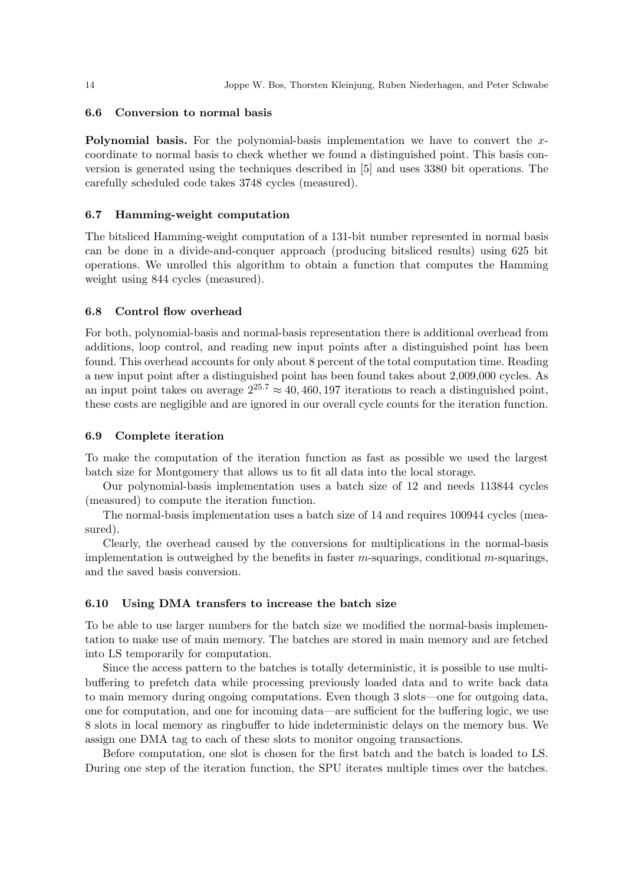### 6.6 Conversion to normal basis

**Polynomial basis.** For the polynomial-basis implementation we have to convert the $x$-coordinate to normal basis to check whether we found a distinguished point. This basis conversion is generated using the techniques described in [5] and uses 3380 bit operations. The carefully scheduled code takes 3748 cycles (measured).

### 6.7 Hamming-weight computation

The bitsliced Hamming-weight computation of a 131-bit number represented in normal basis can be done in a divide-and-conquer approach (producing bitsliced results) using 625 bit operations. We unrolled this algorithm to obtain a function that computes the Hamming weight using 844 cycles (measured).

### 6.8 Control flow overhead

For both, polynomial-basis and normal-basis representation there is additional overhead from additions, loop control, and reading new input points after a distinguished point has been found. This overhead accounts for only about 8 percent of the total computation time. Reading a new input point after a distinguished point has been found takes about 2,009,000 cycles. As an input point takes on average $2^{25.7} \approx 40,460,197$ iterations to reach a distinguished point, these costs are negligible and are ignored in our overall cycle counts for the iteration function.

### 6.9 Complete iteration

To make the computation of the iteration function as fast as possible we used the largest batch size for Montgomery that allows us to fit all data into the local storage.

Our polynomial-basis implementation uses a batch size of 12 and needs 113844 cycles (measured) to compute the iteration function.

The normal-basis implementation uses a batch size of 14 and requires 100944 cycles (measured).

Clearly, the overhead caused by the conversions for multiplications in the normal-basis implementation is outweighed by the benefits in faster $m$-squarings, conditional $m$-squarings, and the saved basis conversion.

### 6.10 Using DMA transfers to increase the batch size

To be able to use larger numbers for the batch size we modified the normal-basis implementation to make use of main memory. The batches are stored in main memory and are fetched into LS temporarily for computation.

Since the access pattern to the batches is totally deterministic, it is possible to use multi-buffering to prefetch data while processing previously loaded data and to write back data to main memory during ongoing computations. Even though 3 slots—one for outgoing data, one for computation, and one for incoming data—are sufficient for the buffering logic, we use 8 slots in local memory as ringbuffer to hide indeterministic delays on the memory bus. We assign one DMA tag to each of these slots to monitor ongoing transactions.

Before computation, one slot is chosen for the first batch and the batch is loaded to LS. During one step of the iteration function, the SPU iterates multiple times over the batches.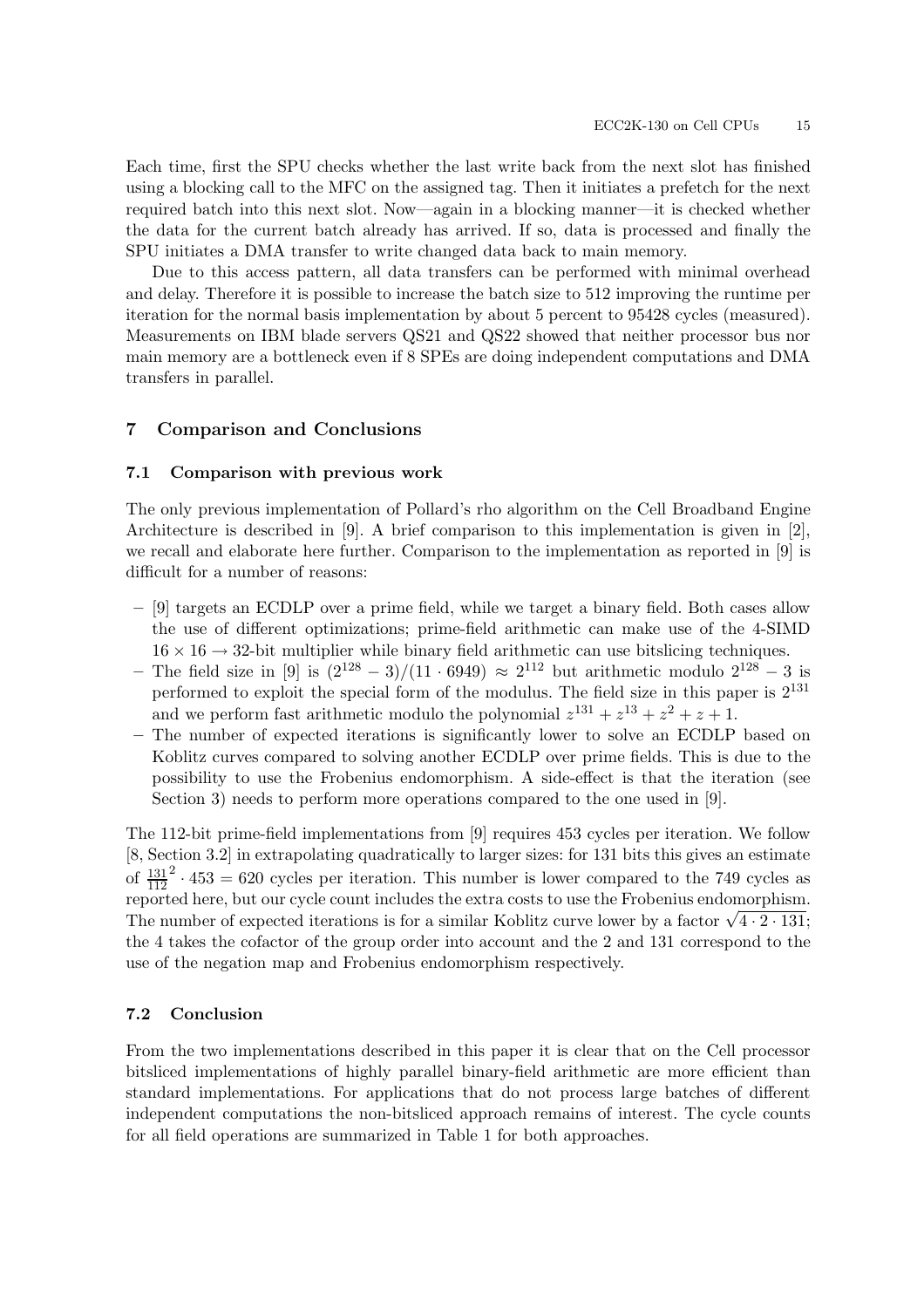Each time, first the SPU checks whether the last write back from the next slot has finished using a blocking call to the MFC on the assigned tag. Then it initiates a prefetch for the next required batch into this next slot. Now—again in a blocking manner—it is checked whether the data for the current batch already has arrived. If so, data is processed and finally the SPU initiates a DMA transfer to write changed data back to main memory.

Due to this access pattern, all data transfers can be performed with minimal overhead and delay. Therefore it is possible to increase the batch size to 512 improving the runtime per iteration for the normal basis implementation by about 5 percent to 95428 cycles (measured). Measurements on IBM blade servers QS21 and QS22 showed that neither processor bus nor main memory are a bottleneck even if 8 SPEs are doing independent computations and DMA transfers in parallel.

## 7 Comparison and Conclusions

### 7.1 Comparison with previous work

The only previous implementation of Pollard's rho algorithm on the Cell Broadband Engine Architecture is described in [9]. A brief comparison to this implementation is given in [2], we recall and elaborate here further. Comparison to the implementation as reported in [9] is difficult for a number of reasons:

- [9] targets an ECDLP over a prime field, while we target a binary field. Both cases allow the use of different optimizations; prime-field arithmetic can make use of the 4-SIMD $16 \times 16 \rightarrow 32$-bit multiplier while binary field arithmetic can use bitslicing techniques.
- The field size in [9] is $(2^{128} - 3)/(11 \cdot 6949) \approx 2^{112}$ but arithmetic modulo $2^{128} - 3$ is performed to exploit the special form of the modulus. The field size in this paper is $2^{131}$ and we perform fast arithmetic modulo the polynomial $z^{131} + z^{13} + z^2 + z + 1$.
- The number of expected iterations is significantly lower to solve an ECDLP based on Koblitz curves compared to solving another ECDLP over prime fields. This is due to the possibility to use the Frobenius endomorphism. A side-effect is that the iteration (see Section 3) needs to perform more operations compared to the one used in [9].

The 112-bit prime-field implementations from [9] requires 453 cycles per iteration. We follow [8, Section 3.2] in extrapolating quadratically to larger sizes: for 131 bits this gives an estimate of $\frac{131}{112}^2 \cdot 453 = 620$ cycles per iteration. This number is lower compared to the 749 cycles as reported here, but our cycle count includes the extra costs to use the Frobenius endomorphism. The number of expected iterations is for a similar Koblitz curve lower by a factor $\sqrt{4 \cdot 2 \cdot 131}$; the 4 takes the cofactor of the group order into account and the 2 and 131 correspond to the use of the negation map and Frobenius endomorphism respectively.

### 7.2 Conclusion

From the two implementations described in this paper it is clear that on the Cell processor bitsliced implementations of highly parallel binary-field arithmetic are more efficient than standard implementations. For applications that do not process large batches of different independent computations the non-bitsliced approach remains of interest. The cycle counts for all field operations are summarized in Table 1 for both approaches.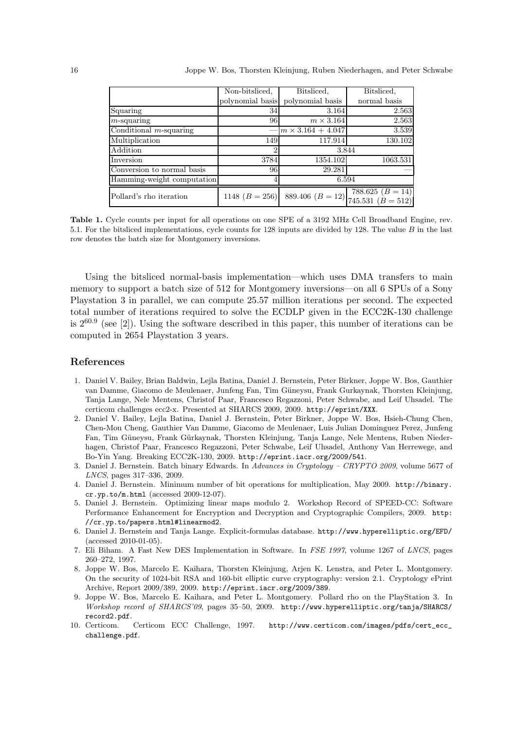| | Non-bitsliced, polynomial basis | Bitsliced, polynomial basis | Bitsliced, normal basis |
|---|---|---|---|
| Squaring | 34 | 3.164 | 2.563 |
| $m$-squaring | 96 | $m \times 3.164$ | 2.563 |
| Conditional $m$-squaring | — | $m \times 3.164 + 4.047$ | 3.539 |
| Multiplication | 149 | 117.914 | 130.102 |
| Addition | 2 | 3.844 | |
| Inversion | 3784 | 1354.102 | 1063.531 |
| Conversion to normal basis | 96 | 29.281 | — |
| Hamming-weight computation | 4 | 6.594 | |
| Pollard's rho iteration | 1148 ($B = 256$) | 889.406 ($B = 12$) | 788.625 ($B = 14$) 745.531 ($B = 512$) |

**Table 1.** Cycle counts per input for all operations on one SPE of a 3192 MHz Cell Broadband Engine, rev. 5.1. For the bitsliced implementations, cycle counts for 128 inputs are divided by 128. The value $B$ in the last row denotes the batch size for Montgomery inversions.

Using the bitsliced normal-basis implementation—which uses DMA transfers to main memory to support a batch size of 512 for Montgomery inversions—on all 6 SPUs of a Sony Playstation 3 in parallel, we can compute 25.57 million iterations per second. The expected total number of iterations required to solve the ECDLP given in the ECC2K-130 challenge is $2^{60.9}$ (see [2]). Using the software described in this paper, this number of iterations can be computed in 2654 Playstation 3 years.

## References

1. Daniel V. Bailey, Brian Baldwin, Lejla Batina, Daniel J. Bernstein, Peter Birkner, Joppe W. Bos, Gauthier van Damme, Giacomo de Meulenaer, Junfeng Fan, Tim Güneysu, Frank Gurkaynak, Thorsten Kleinjung, Tanja Lange, Nele Mentens, Christof Paar, Francesco Regazzoni, Peter Schwabe, and Leif Uhsadel. The certicom challenges ecc2-x. Presented at SHARCS 2009, 2009. http://eprint/XXX.
2. Daniel V. Bailey, Lejla Batina, Daniel J. Bernstein, Peter Birkner, Joppe W. Bos, Hsieh-Chung Chen, Chen-Mou Cheng, Gauthier Van Damme, Giacomo de Meulenaer, Luis Julian Dominguez Perez, Junfeng Fan, Tim Güneysu, Frank Gürkaynak, Thorsten Kleinjung, Tanja Lange, Nele Mentens, Ruben Niederhagen, Christof Paar, Francesco Regazzoni, Peter Schwabe, Leif Uhsadel, Anthony Van Herrewege, and Bo-Yin Yang. Breaking ECC2K-130, 2009. http://eprint.iacr.org/2009/541.
3. Daniel J. Bernstein. Batch binary Edwards. In *Advances in Cryptology – CRYPTO 2009*, volume 5677 of *LNCS*, pages 317–336, 2009.
4. Daniel J. Bernstein. Minimum number of bit operations for multiplication, May 2009. http://binary.cr.yp.to/m.html (accessed 2009-12-07).
5. Daniel J. Bernstein. Optimizing linear maps modulo 2. Workshop Record of SPEED-CC: Software Performance Enhancement for Encryption and Decryption and Cryptographic Compilers, 2009. http://cr.yp.to/papers.html#linearmod2.
6. Daniel J. Bernstein and Tanja Lange. Explicit-formulas database. http://www.hyperelliptic.org/EFD/ (accessed 2010-01-05).
7. Eli Biham. A Fast New DES Implementation in Software. In *FSE 1997*, volume 1267 of *LNCS*, pages 260–272, 1997.
8. Joppe W. Bos, Marcelo E. Kaihara, Thorsten Kleinjung, Arjen K. Lenstra, and Peter L. Montgomery. On the security of 1024-bit RSA and 160-bit elliptic curve cryptography: version 2.1. Cryptology ePrint Archive, Report 2009/389, 2009. http://eprint.iacr.org/2009/389.
9. Joppe W. Bos, Marcelo E. Kaihara, and Peter L. Montgomery. Pollard rho on the PlayStation 3. In *Workshop record of SHARCS'09*, pages 35–50, 2009. http://www.hyperelliptic.org/tanja/SHARCS/record2.pdf.
10. Certicom. Certicom ECC Challenge, 1997. http://www.certicom.com/images/pdfs/cert_ecc_challenge.pdf.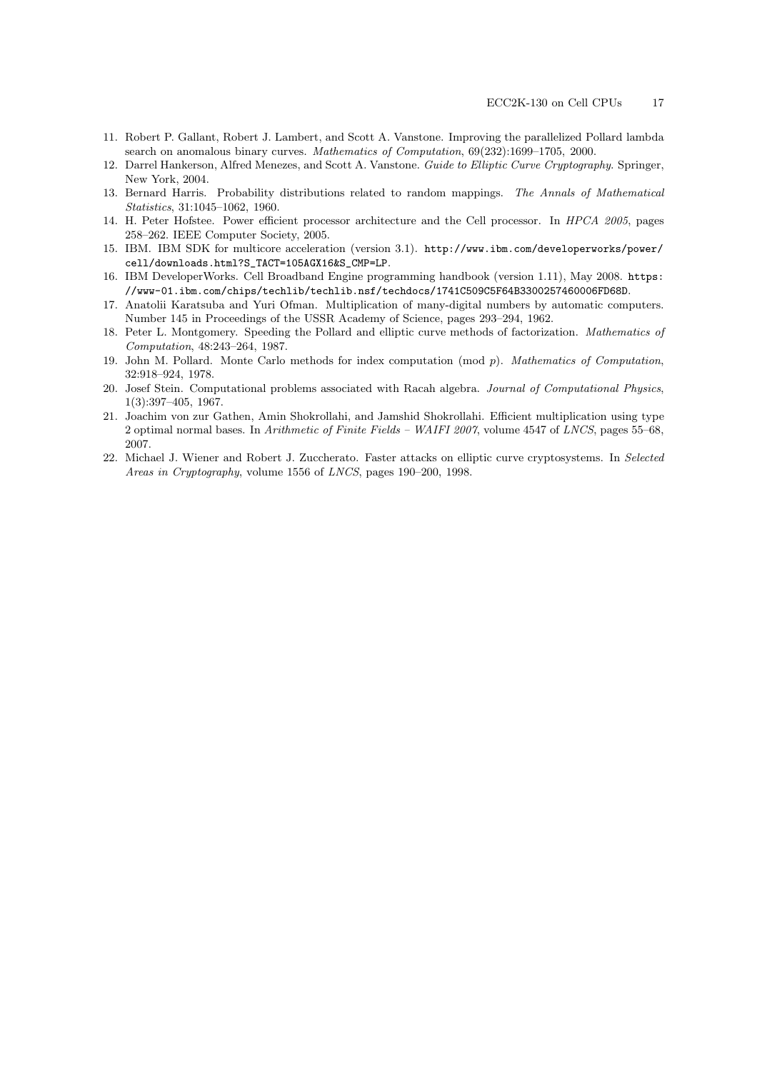11. Robert P. Gallant, Robert J. Lambert, and Scott A. Vanstone. Improving the parallelized Pollard lambda search on anomalous binary curves. *Mathematics of Computation*, 69(232):1699–1705, 2000.
12. Darrel Hankerson, Alfred Menezes, and Scott A. Vanstone. *Guide to Elliptic Curve Cryptography*. Springer, New York, 2004.
13. Bernard Harris. Probability distributions related to random mappings. *The Annals of Mathematical Statistics*, 31:1045–1062, 1960.
14. H. Peter Hofstee. Power efficient processor architecture and the Cell processor. In *HPCA 2005*, pages 258–262. IEEE Computer Society, 2005.
15. IBM. IBM SDK for multicore acceleration (version 3.1). `http://www.ibm.com/developerworks/power/cell/downloads.html?S_TACT=105AGX16&S_CMP=LP`.
16. IBM DeveloperWorks. Cell Broadband Engine programming handbook (version 1.11), May 2008. `https://www-01.ibm.com/chips/techlib/techlib.nsf/techdocs/1741C509C5F64B3300257460006FD68D`.
17. Anatolii Karatsuba and Yuri Ofman. Multiplication of many-digital numbers by automatic computers. Number 145 in Proceedings of the USSR Academy of Science, pages 293–294, 1962.
18. Peter L. Montgomery. Speeding the Pollard and elliptic curve methods of factorization. *Mathematics of Computation*, 48:243–264, 1987.
19. John M. Pollard. Monte Carlo methods for index computation (mod $p$). *Mathematics of Computation*, 32:918–924, 1978.
20. Josef Stein. Computational problems associated with Racah algebra. *Journal of Computational Physics*, 1(3):397–405, 1967.
21. Joachim von zur Gathen, Amin Shokrollahi, and Jamshid Shokrollahi. Efficient multiplication using type 2 optimal normal bases. In *Arithmetic of Finite Fields – WAIFI 2007*, volume 4547 of *LNCS*, pages 55–68, 2007.
22. Michael J. Wiener and Robert J. Zuccherato. Faster attacks on elliptic curve cryptosystems. In *Selected Areas in Cryptography*, volume 1556 of *LNCS*, pages 190–200, 1998.